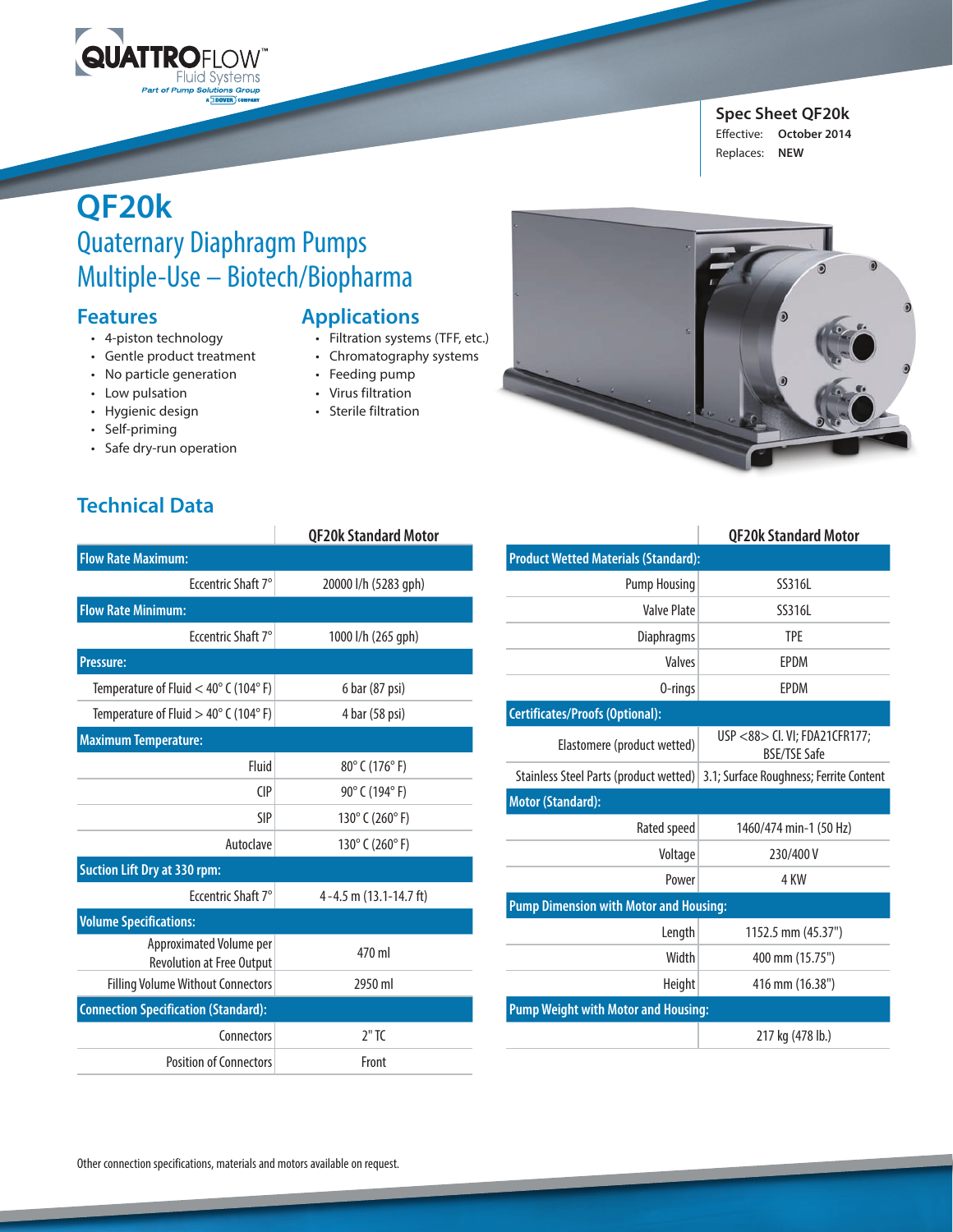QUATTROFLOW™ Fluid Systems
Part of Pump Solutions Group

**Spec Sheet QF20k**
Effective: **October 2014**
Replaces: **NEW**

# QF20k

## Quaternary Diaphragm Pumps Multiple-Use – Biotech/Biopharma

### Features

- 4-piston technology
- Gentle product treatment
- No particle generation
- Low pulsation
- Hygienic design
- Self-priming
- Safe dry-run operation

### Applications

- Filtration systems (TFF, etc.)
- Chromatography systems
- Feeding pump
- Virus filtration
- Sterile filtration

## Technical Data

| | QF20k Standard Motor |
|---|---|
| **Flow Rate Maximum:** | |
| Eccentric Shaft 7° | 20000 l/h (5283 gph) |
| **Flow Rate Minimum:** | |
| Eccentric Shaft 7° | 1000 l/h (265 gph) |
| **Pressure:** | |
| Temperature of Fluid < 40° C (104° F) | 6 bar (87 psi) |
| Temperature of Fluid > 40° C (104° F) | 4 bar (58 psi) |
| **Maximum Temperature:** | |
| Fluid | 80° C (176° F) |
| CIP | 90° C (194° F) |
| SIP | 130° C (260° F) |
| Autoclave | 130° C (260° F) |
| **Suction Lift Dry at 330 rpm:** | |
| Eccentric Shaft 7° | 4 - 4.5 m (13.1-14.7 ft) |
| **Volume Specifications:** | |
| Approximated Volume per Revolution at Free Output | 470 ml |
| Filling Volume Without Connectors | 2950 ml |
| **Connection Specification (Standard):** | |
| Connectors | 2" TC |
| Position of Connectors | Front |

| | QF20k Standard Motor |
|---|---|
| **Product Wetted Materials (Standard):** | |
| Pump Housing | SS316L |
| Valve Plate | SS316L |
| Diaphragms | TPE |
| Valves | EPDM |
| O-rings | EPDM |
| **Certificates/Proofs (Optional):** | |
| Elastomere (product wetted) | USP <88> Cl. VI; FDA21CFR177; BSE/TSE Safe |
| Stainless Steel Parts (product wetted) | 3.1; Surface Roughness; Ferrite Content |
| **Motor (Standard):** | |
| Rated speed | 1460/474 min-1 (50 Hz) |
| Voltage | 230/400 V |
| Power | 4 KW |
| **Pump Dimension with Motor and Housing:** | |
| Length | 1152.5 mm (45.37") |
| Width | 400 mm (15.75") |
| Height | 416 mm (16.38") |
| **Pump Weight with Motor and Housing:** | |
| | 217 kg (478 lb.) |

Other connection specifications, materials and motors available on request.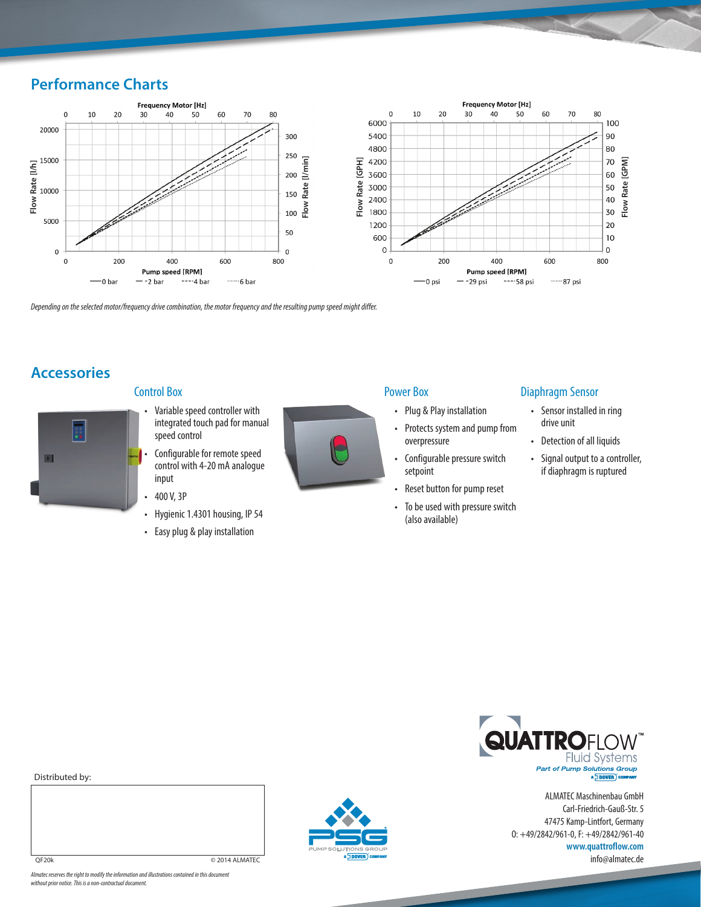## Performance Charts

Frequency Motor [Hz]

0 10 20 30 40 50 60 70 80

Flow Rate [l/h]

20000
15000
10000
5000
0

Flow Rate [l/min]

300
250
200
150
100
50
0

0 200 400 600 800

Pump speed [RPM]

0 bar — 2 bar — 4 bar — 6 bar

Frequency Motor [Hz]

0 10 20 30 40 50 60 70 80

Flow Rate [GPH]

6000
5400
4800
4200
3600
3000
2400
1800
1200
600
0

Flow Rate [GPM]

100
90
80
70
60
50
40
30
20
10
0

0 200 400 600 800

Pump speed [RPM]

0 psi — 29 psi — 58 psi — 87 psi

*Depending on the selected motor/frequency drive combination, the motor frequency and the resulting pump speed might differ.*

## Accessories

### Control Box

- Variable speed controller with integrated touch pad for manual speed control
- Configurable for remote speed control with 4-20 mA analogue input
- 400 V, 3P
- Hygienic 1.4301 housing, IP 54
- Easy plug & play installation

### Power Box

- Plug & Play installation
- Protects system and pump from overpressure
- Configurable pressure switch setpoint
- Reset button for pump reset
- To be used with pressure switch (also available)

### Diaphragm Sensor

- Sensor installed in ring drive unit
- Detection of all liquids
- Signal output to a controller, if diaphragm is ruptured

Distributed by:

QF20k © 2014 ALMATEC

*Almatec reserves the right to modify the information and illustrations contained in this document without prior notice. This is a non-contractual document.*

QUATTROFLOW™ Fluid Systems
Part of Pump Solutions Group
A DOVER COMPANY

PSG PUMP SOLUTIONS GROUP
A DOVER COMPANY

ALMATEC Maschinenbau GmbH
Carl-Friedrich-Gauß-Str. 5
47475 Kamp-Lintfort, Germany
O: +49/2842/961-0, F: +49/2842/961-40
www.quattroflow.com
info@almatec.de